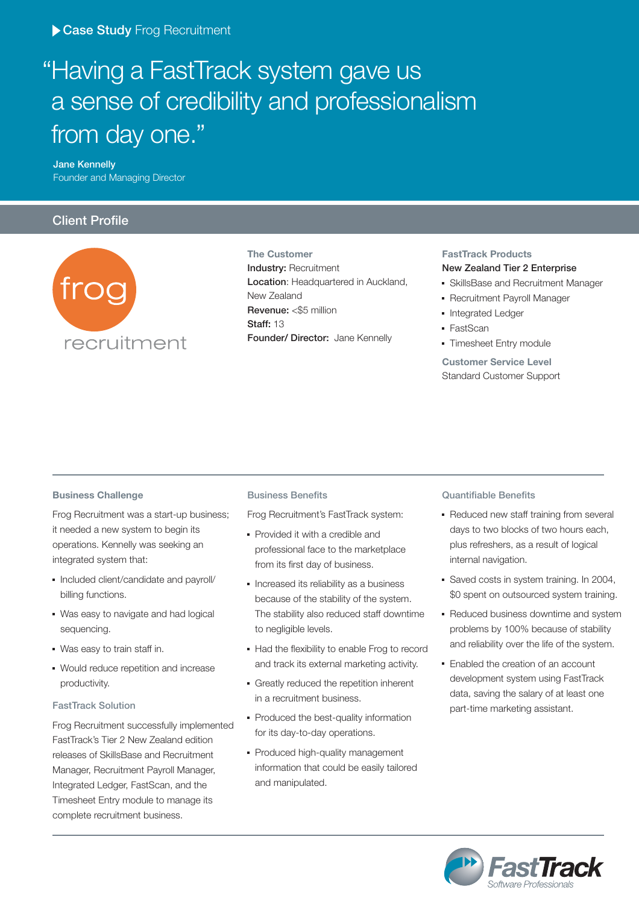**Case Study** Frog Recruitment

# "Having a FastTrack system gave us a sense of credibility and professionalism from day one."

**Jane Kennelly**
Founder and Managing Director

## Client Profile

frog
recruitment

### The Customer

**Industry:** Recruitment
**Location**: Headquartered in Auckland, New Zealand
**Revenue:** <$5 million
**Staff:** 13
**Founder/ Director:** Jane Kennelly

### FastTrack Products

**New Zealand Tier 2 Enterprise**

- SkillsBase and Recruitment Manager
- Recruitment Payroll Manager
- Integrated Ledger
- FastScan
- Timesheet Entry module

### Customer Service Level

Standard Customer Support

### Business Challenge

Frog Recruitment was a start-up business; it needed a new system to begin its operations. Kennelly was seeking an integrated system that:

- Included client/candidate and payroll/billing functions.
- Was easy to navigate and had logical sequencing.
- Was easy to train staff in.
- Would reduce repetition and increase productivity.

### FastTrack Solution

Frog Recruitment successfully implemented FastTrack's Tier 2 New Zealand edition releases of SkillsBase and Recruitment Manager, Recruitment Payroll Manager, Integrated Ledger, FastScan, and the Timesheet Entry module to manage its complete recruitment business.

### Business Benefits

Frog Recruitment's FastTrack system:

- Provided it with a credible and professional face to the marketplace from its first day of business.
- Increased its reliability as a business because of the stability of the system. The stability also reduced staff downtime to negligible levels.
- Had the flexibility to enable Frog to record and track its external marketing activity.
- Greatly reduced the repetition inherent in a recruitment business.
- Produced the best-quality information for its day-to-day operations.
- Produced high-quality management information that could be easily tailored and manipulated.

### Quantifiable Benefits

- Reduced new staff training from several days to two blocks of two hours each, plus refreshers, as a result of logical internal navigation.
- Saved costs in system training. In 2004, $0 spent on outsourced system training.
- Reduced business downtime and system problems by 100% because of stability and reliability over the life of the system.
- Enabled the creation of an account development system using FastTrack data, saving the salary of at least one part-time marketing assistant.

FastTrack
Software Professionals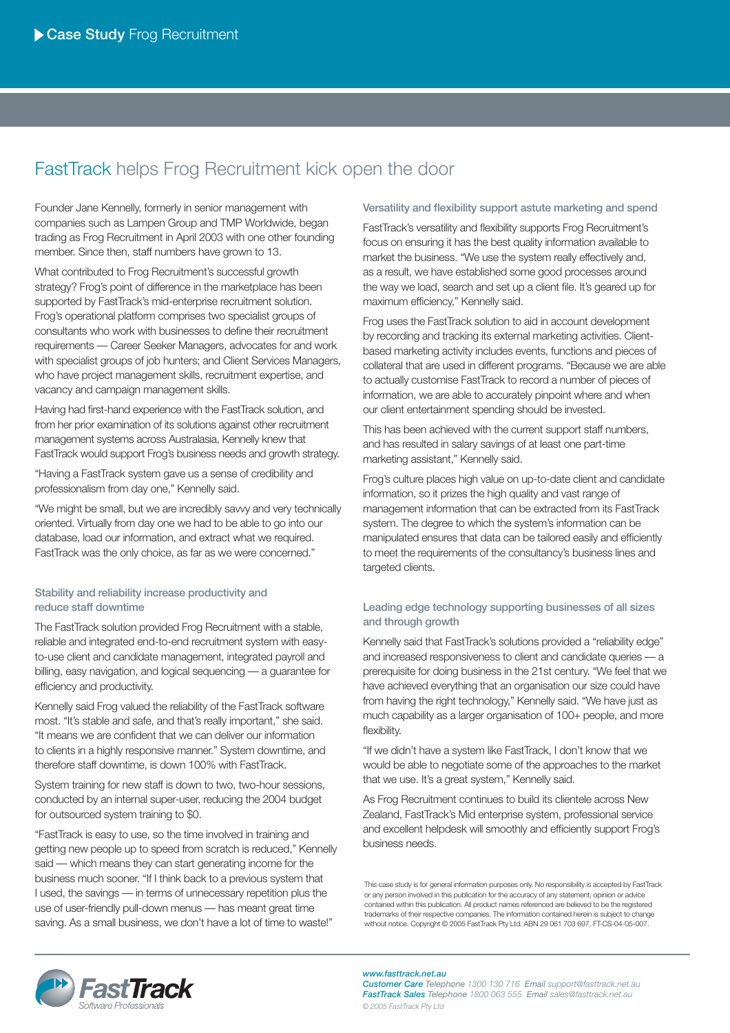**Case Study** Frog Recruitment

# FastTrack helps Frog Recruitment kick open the door

Founder Jane Kennelly, formerly in senior management with companies such as Lampen Group and TMP Worldwide, began trading as Frog Recruitment in April 2003 with one other founding member. Since then, staff numbers have grown to 13.

What contributed to Frog Recruitment's successful growth strategy? Frog's point of difference in the marketplace has been supported by FastTrack's mid-enterprise recruitment solution. Frog's operational platform comprises two specialist groups of consultants who work with businesses to define their recruitment requirements — Career Seeker Managers, advocates for and work with specialist groups of job hunters; and Client Services Managers, who have project management skills, recruitment expertise, and vacancy and campaign management skills.

Having had first-hand experience with the FastTrack solution, and from her prior examination of its solutions against other recruitment management systems across Australasia, Kennelly knew that FastTrack would support Frog's business needs and growth strategy.

"Having a FastTrack system gave us a sense of credibility and professionalism from day one," Kennelly said.

"We might be small, but we are incredibly savvy and very technically oriented. Virtually from day one we had to be able to go into our database, load our information, and extract what we required. FastTrack was the only choice, as far as we were concerned."

## Stability and reliability increase productivity and reduce staff downtime

The FastTrack solution provided Frog Recruitment with a stable, reliable and integrated end-to-end recruitment system with easy-to-use client and candidate management, integrated payroll and billing, easy navigation, and logical sequencing — a guarantee for efficiency and productivity.

Kennelly said Frog valued the reliability of the FastTrack software most. "It's stable and safe, and that's really important," she said. "It means we are confident that we can deliver our information to clients in a highly responsive manner." System downtime, and therefore staff downtime, is down 100% with FastTrack.

System training for new staff is down to two, two-hour sessions, conducted by an internal super-user, reducing the 2004 budget for outsourced system training to $0.

"FastTrack is easy to use, so the time involved in training and getting new people up to speed from scratch is reduced," Kennelly said — which means they can start generating income for the business much sooner. "If I think back to a previous system that I used, the savings — in terms of unnecessary repetition plus the use of user-friendly pull-down menus — has meant great time saving. As a small business, we don't have a lot of time to waste!"

## Versatility and flexibility support astute marketing and spend

FastTrack's versatility and flexibility supports Frog Recruitment's focus on ensuring it has the best quality information available to market the business. "We use the system really effectively and, as a result, we have established some good processes around the way we load, search and set up a client file. It's geared up for maximum efficiency," Kennelly said.

Frog uses the FastTrack solution to aid in account development by recording and tracking its external marketing activities. Client-based marketing activity includes events, functions and pieces of collateral that are used in different programs. "Because we are able to actually customise FastTrack to record a number of pieces of information, we are able to accurately pinpoint where and when our client entertainment spending should be invested.

This has been achieved with the current support staff numbers, and has resulted in salary savings of at least one part-time marketing assistant," Kennelly said.

Frog's culture places high value on up-to-date client and candidate information, so it prizes the high quality and vast range of management information that can be extracted from its FastTrack system. The degree to which the system's information can be manipulated ensures that data can be tailored easily and efficiently to meet the requirements of the consultancy's business lines and targeted clients.

## Leading edge technology supporting businesses of all sizes and through growth

Kennelly said that FastTrack's solutions provided a "reliability edge" and increased responsiveness to client and candidate queries — a prerequisite for doing business in the 21st century. "We feel that we have achieved everything that an organisation our size could have from having the right technology," Kennelly said. "We have just as much capability as a larger organisation of 100+ people, and more flexibility.

"If we didn't have a system like FastTrack, I don't know that we would be able to negotiate some of the approaches to the market that we use. It's a great system," Kennelly said.

As Frog Recruitment continues to build its clientele across New Zealand, FastTrack's Mid enterprise system, professional service and excellent helpdesk will smoothly and efficiently support Frog's business needs.

This case study is for general information purposes only. No responsibility is accepted by FastTrack or any person involved in this publication for the accuracy of any statement, opinion or advice contained within this publication. All product names referenced are believed to be the registered trademarks of their respective companies. The information contained herein is subject to change without notice. Copyright © 2005 FastTrack Pty Ltd. ABN 29 061 703 697. FT-CS-04-05-007.

FastTrack
Software Professionals

*www.fasttrack.net.au*
***Customer Care*** *Telephone 1300 130 716 Email support@fasttrack.net.au*
***FastTrack Sales*** *Telephone 1800 063 555 Email sales@fasttrack.net.au*
*© 2005 FastTrack Pty Ltd*